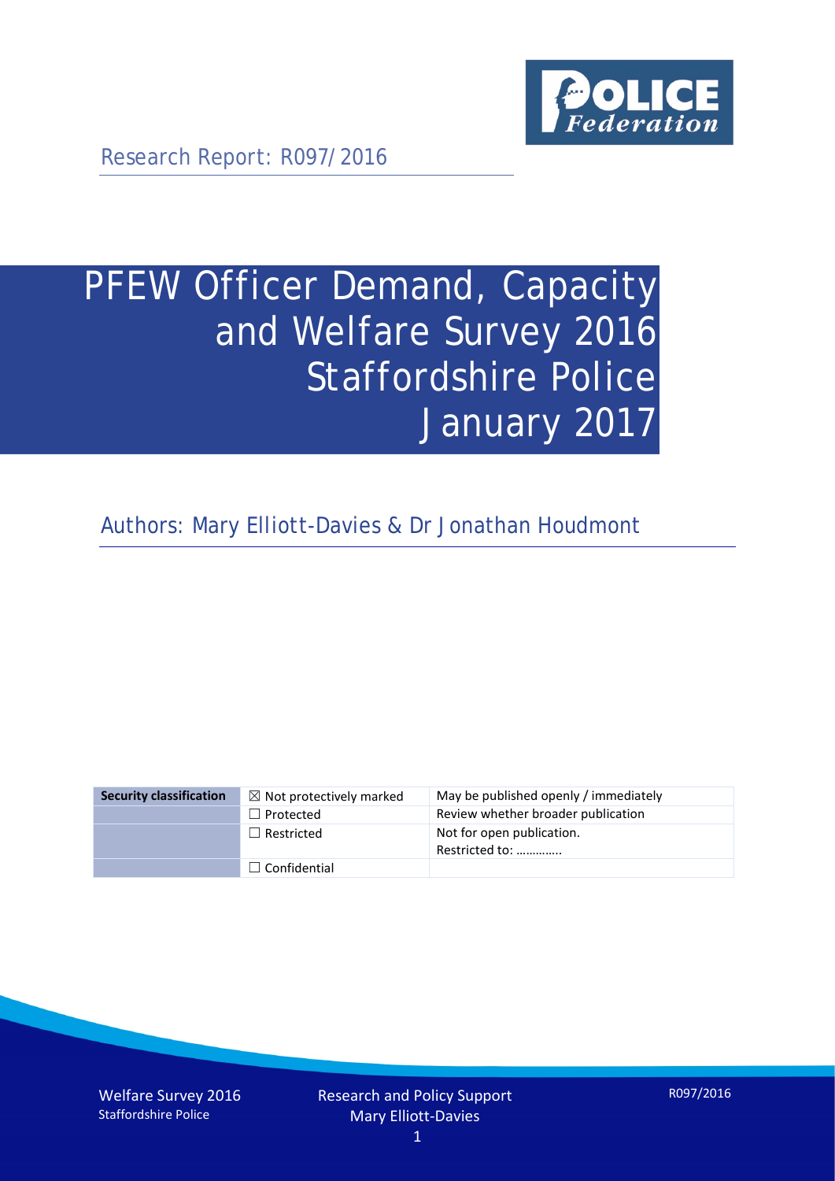Research Report: R097/2016

# PFEW Officer Demand, Capacity and Welfare Survey 2016 Staffordshire Police January 2017

Authors: Mary Elliott-Davies & Dr Jonathan Houdmont

| Security classification | ☒ Not protectively marked | May be published openly / immediately |
|---|---|---|
| | ☐ Protected | Review whether broader publication |
| | ☐ Restricted | Not for open publication. Restricted to: ………….. |
| | ☐ Confidential | |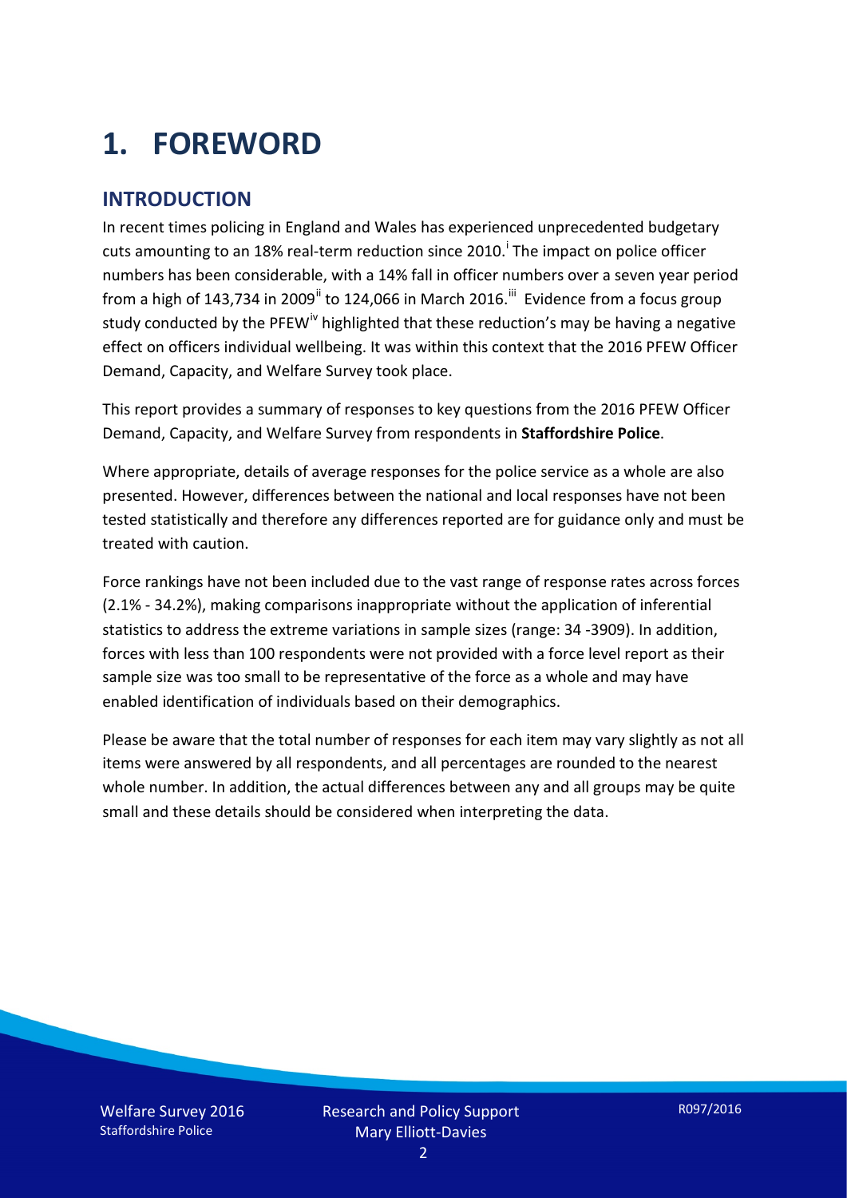# 1. FOREWORD

## INTRODUCTION

In recent times policing in England and Wales has experienced unprecedented budgetary cuts amounting to an 18% real-term reduction since 2010.[i] The impact on police officer numbers has been considerable, with a 14% fall in officer numbers over a seven year period from a high of 143,734 in 2009[ii] to 124,066 in March 2016.[iii] Evidence from a focus group study conducted by the PFEW[iv] highlighted that these reduction's may be having a negative effect on officers individual wellbeing. It was within this context that the 2016 PFEW Officer Demand, Capacity, and Welfare Survey took place.

This report provides a summary of responses to key questions from the 2016 PFEW Officer Demand, Capacity, and Welfare Survey from respondents in **Staffordshire Police**.

Where appropriate, details of average responses for the police service as a whole are also presented. However, differences between the national and local responses have not been tested statistically and therefore any differences reported are for guidance only and must be treated with caution.

Force rankings have not been included due to the vast range of response rates across forces (2.1% - 34.2%), making comparisons inappropriate without the application of inferential statistics to address the extreme variations in sample sizes (range: 34 -3909). In addition, forces with less than 100 respondents were not provided with a force level report as their sample size was too small to be representative of the force as a whole and may have enabled identification of individuals based on their demographics.

Please be aware that the total number of responses for each item may vary slightly as not all items were answered by all respondents, and all percentages are rounded to the nearest whole number. In addition, the actual differences between any and all groups may be quite small and these details should be considered when interpreting the data.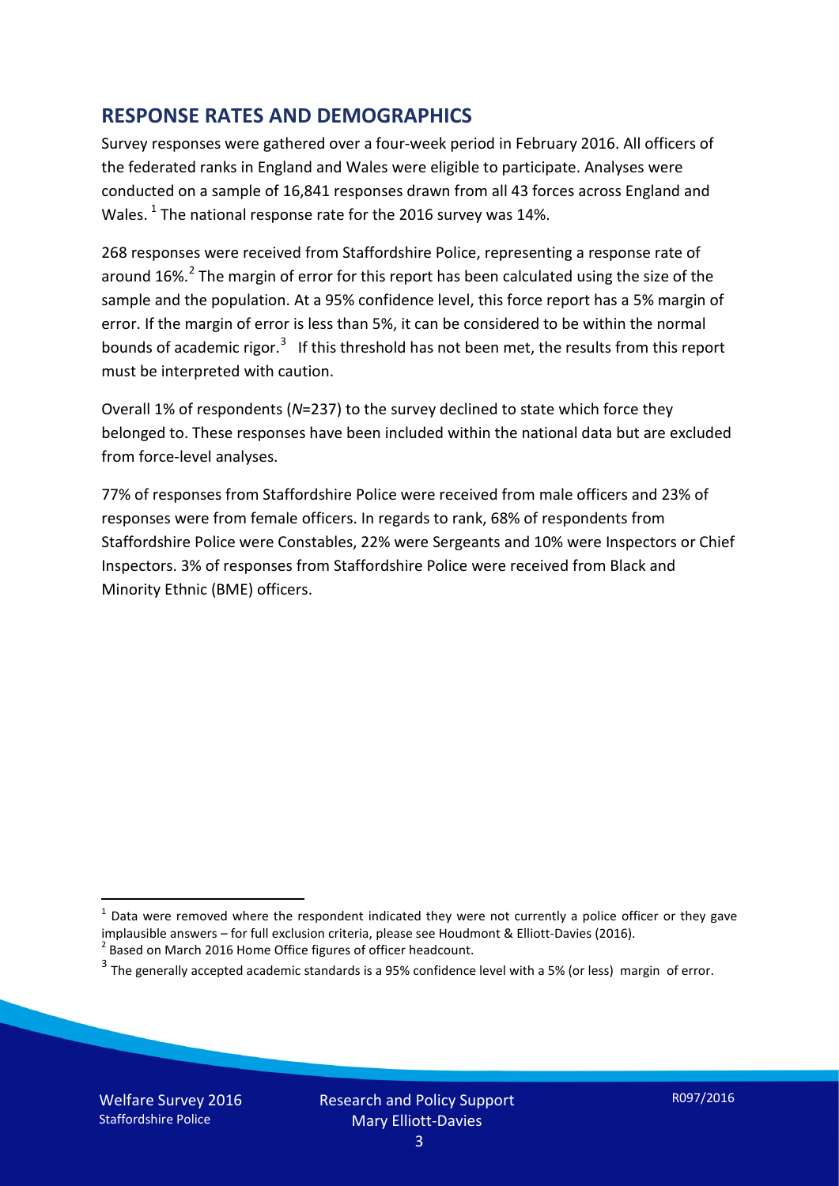## RESPONSE RATES AND DEMOGRAPHICS

Survey responses were gathered over a four-week period in February 2016. All officers of the federated ranks in England and Wales were eligible to participate. Analyses were conducted on a sample of 16,841 responses drawn from all 43 forces across England and Wales. [1] The national response rate for the 2016 survey was 14%.

268 responses were received from Staffordshire Police, representing a response rate of around 16%.[2] The margin of error for this report has been calculated using the size of the sample and the population. At a 95% confidence level, this force report has a 5% margin of error. If the margin of error is less than 5%, it can be considered to be within the normal bounds of academic rigor.[3] If this threshold has not been met, the results from this report must be interpreted with caution.

Overall 1% of respondents (*N*=237) to the survey declined to state which force they belonged to. These responses have been included within the national data but are excluded from force-level analyses.

77% of responses from Staffordshire Police were received from male officers and 23% of responses were from female officers. In regards to rank, 68% of respondents from Staffordshire Police were Constables, 22% were Sergeants and 10% were Inspectors or Chief Inspectors. 3% of responses from Staffordshire Police were received from Black and Minority Ethnic (BME) officers.

---

[1] Data were removed where the respondent indicated they were not currently a police officer or they gave implausible answers – for full exclusion criteria, please see Houdmont & Elliott-Davies (2016).

[2] Based on March 2016 Home Office figures of officer headcount.

[3] The generally accepted academic standards is a 95% confidence level with a 5% (or less) margin of error.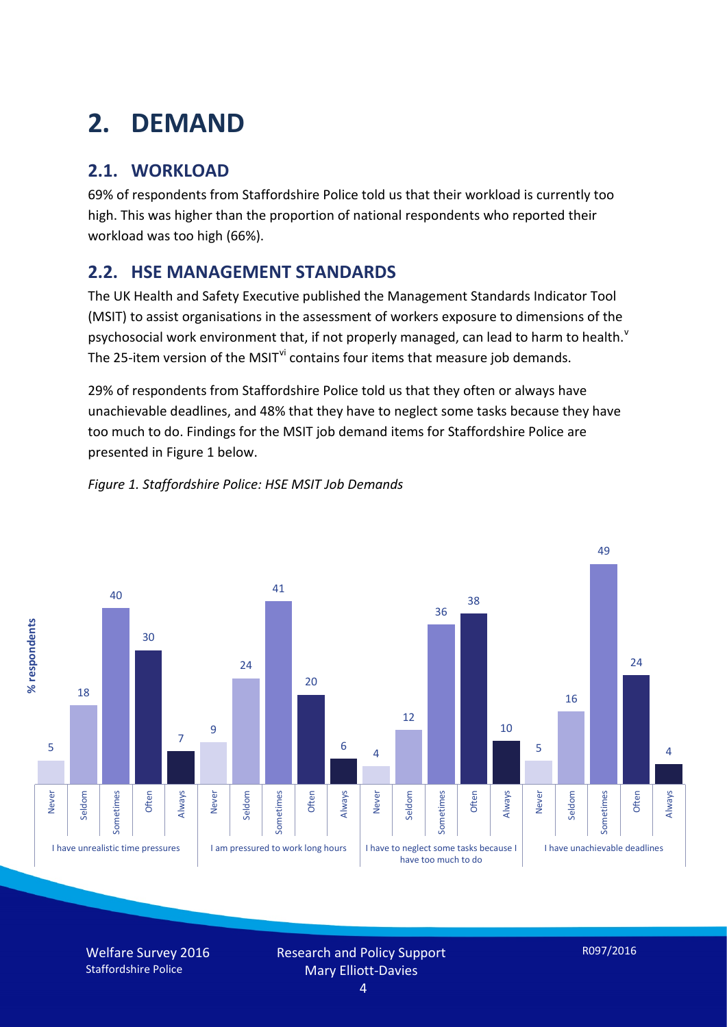# 2. DEMAND

## 2.1. WORKLOAD

69% of respondents from Staffordshire Police told us that their workload is currently too high. This was higher than the proportion of national respondents who reported their workload was too high (66%).

## 2.2. HSE MANAGEMENT STANDARDS

The UK Health and Safety Executive published the Management Standards Indicator Tool (MSIT) to assist organisations in the assessment of workers exposure to dimensions of the psychosocial work environment that, if not properly managed, can lead to harm to health.[v] The 25-item version of the MSIT[vi] contains four items that measure job demands.

29% of respondents from Staffordshire Police told us that they often or always have unachievable deadlines, and 48% that they have to neglect some tasks because they have too much to do. Findings for the MSIT job demand items for Staffordshire Police are presented in Figure 1 below.

*Figure 1. Staffordshire Police: HSE MSIT Job Demands*

| % respondents | Never | Seldom | Sometimes | Often | Always |
|---|---|---|---|---|---|
| I have unrealistic time pressures | 5 | 18 | 40 | 30 | 7 |
| I am pressured to work long hours | 9 | 24 | 41 | 20 | 6 |
| I have to neglect some tasks because I have too much to do | 4 | 12 | 36 | 38 | 10 |
| I have unachievable deadlines | 5 | 16 | 49 | 24 | 4 |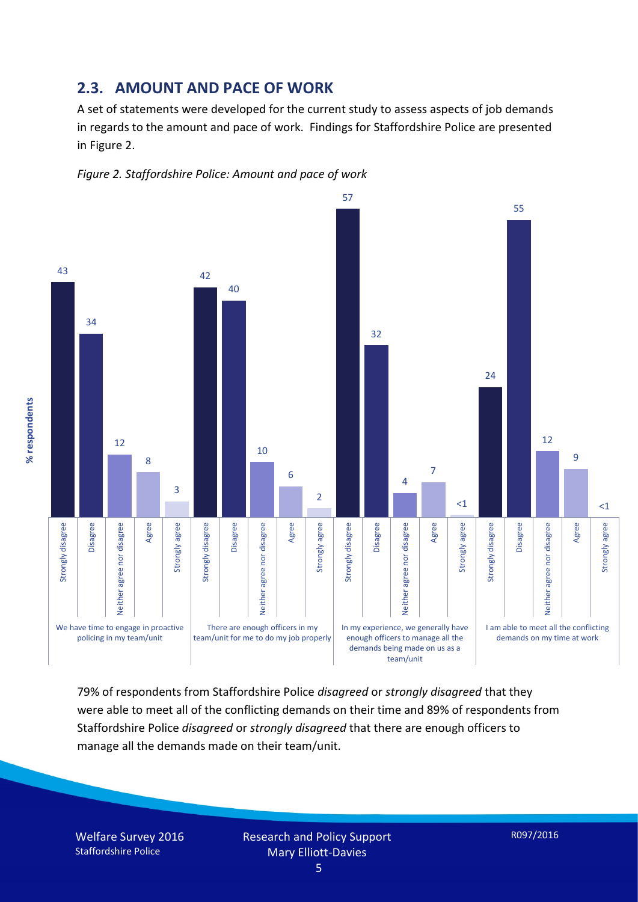## 2.3. AMOUNT AND PACE OF WORK

A set of statements were developed for the current study to assess aspects of job demands in regards to the amount and pace of work. Findings for Staffordshire Police are presented in Figure 2.

*Figure 2. Staffordshire Police: Amount and pace of work*

| % respondents | Strongly disagree | Disagree | Neither agree nor disagree | Agree | Strongly agree |
|---|---|---|---|---|---|
| We have time to engage in proactive policing in my team/unit | 43 | 34 | 12 | 8 | 3 |
| There are enough officers in my team/unit for me to do my job properly | 42 | 40 | 10 | 6 | 2 |
| In my experience, we generally have enough officers to manage all the demands being made on us as a team/unit | 57 | 32 | 4 | 7 | <1 |
| I am able to meet all the conflicting demands on my time at work | 24 | 55 | 12 | 9 | <1 |

79% of respondents from Staffordshire Police *disagreed* or *strongly disagreed* that they were able to meet all of the conflicting demands on their time and 89% of respondents from Staffordshire Police *disagreed* or *strongly disagreed* that there are enough officers to manage all the demands made on their team/unit.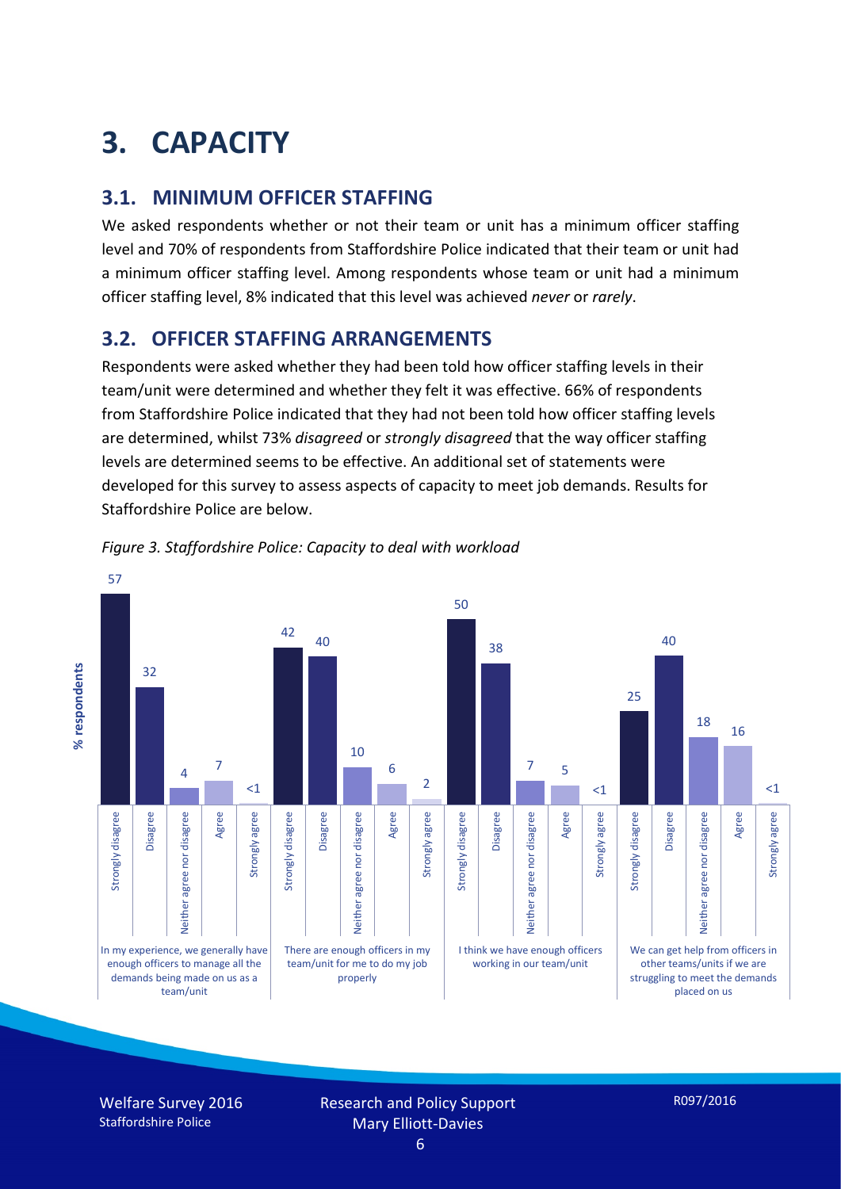# 3. CAPACITY

## 3.1. MINIMUM OFFICER STAFFING

We asked respondents whether or not their team or unit has a minimum officer staffing level and 70% of respondents from Staffordshire Police indicated that their team or unit had a minimum officer staffing level. Among respondents whose team or unit had a minimum officer staffing level, 8% indicated that this level was achieved *never* or *rarely*.

## 3.2. OFFICER STAFFING ARRANGEMENTS

Respondents were asked whether they had been told how officer staffing levels in their team/unit were determined and whether they felt it was effective. 66% of respondents from Staffordshire Police indicated that they had not been told how officer staffing levels are determined, whilst 73% *disagreed* or *strongly disagreed* that the way officer staffing levels are determined seems to be effective. An additional set of statements were developed for this survey to assess aspects of capacity to meet job demands. Results for Staffordshire Police are below.

*Figure 3. Staffordshire Police: Capacity to deal with workload*

| % respondents | Strongly disagree | Disagree | Neither agree nor disagree | Agree | Strongly agree |
|---|---|---|---|---|---|
| In my experience, we generally have enough officers to manage all the demands being made on us as a team/unit | 57 | 32 | 4 | 7 | <1 |
| There are enough officers in my team/unit for me to do my job properly | 42 | 40 | 10 | 6 | 2 |
| I think we have enough officers working in our team/unit | 50 | 38 | 7 | 5 | <1 |
| We can get help from officers in other teams/units if we are struggling to meet the demands placed on us | 25 | 40 | 18 | 16 | <1 |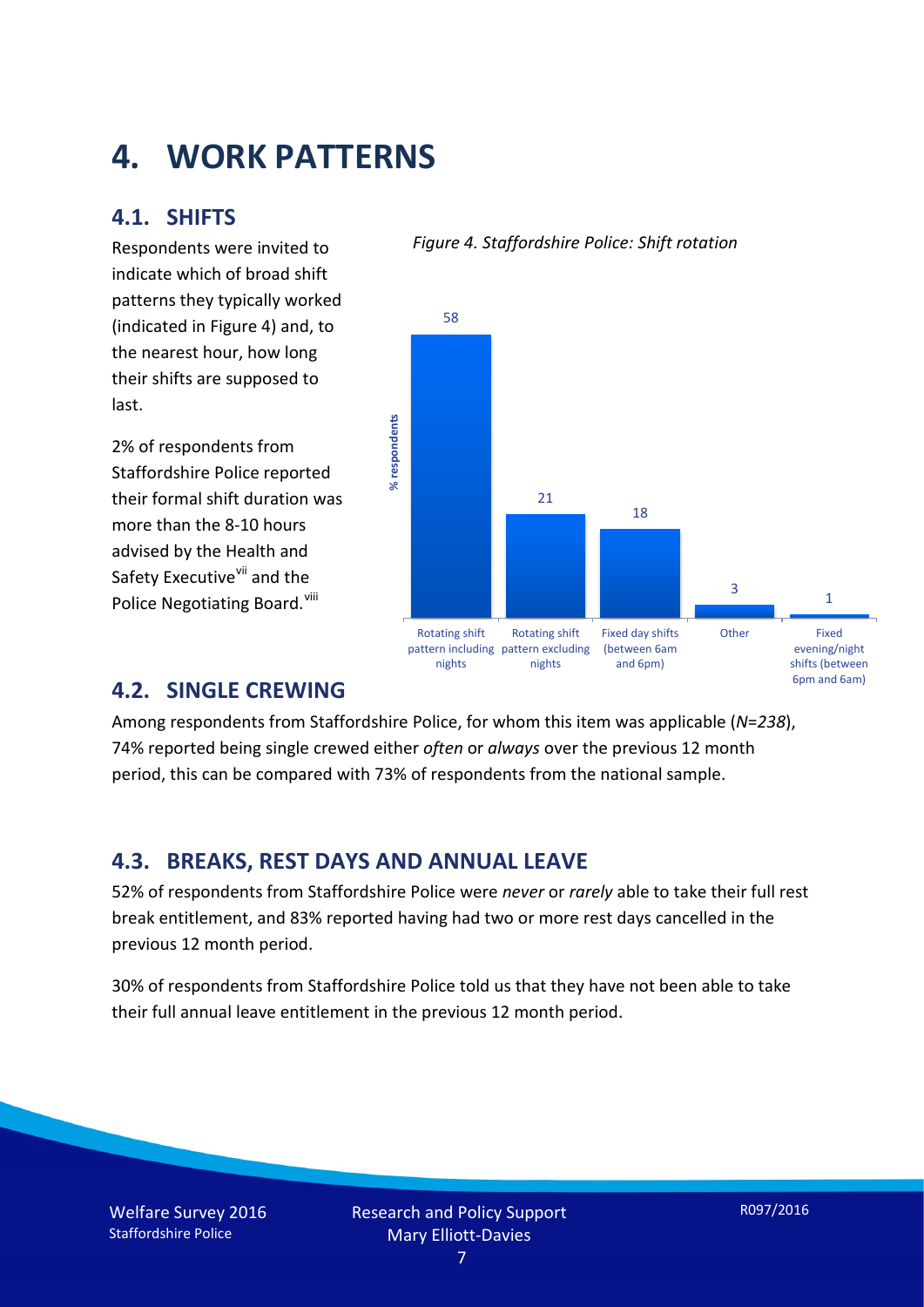# 4. WORK PATTERNS

## 4.1. SHIFTS

Respondents were invited to indicate which of broad shift patterns they typically worked (indicated in Figure 4) and, to the nearest hour, how long their shifts are supposed to last.

2% of respondents from Staffordshire Police reported their formal shift duration was more than the 8-10 hours advised by the Health and Safety Executive[vii] and the Police Negotiating Board.[viii]

*Figure 4. Staffordshire Police: Shift rotation*

| Shift pattern | % respondents |
|---|---|
| Rotating shift pattern including nights | 58 |
| Rotating shift pattern excluding nights | 21 |
| Fixed day shifts (between 6am and 6pm) | 18 |
| Other | 3 |
| Fixed evening/night shifts (between 6pm and 6am) | 1 |

## 4.2. SINGLE CREWING

Among respondents from Staffordshire Police, for whom this item was applicable (*N=238*), 74% reported being single crewed either *often* or *always* over the previous 12 month period, this can be compared with 73% of respondents from the national sample.

## 4.3. BREAKS, REST DAYS AND ANNUAL LEAVE

52% of respondents from Staffordshire Police were *never* or *rarely* able to take their full rest break entitlement, and 83% reported having had two or more rest days cancelled in the previous 12 month period.

30% of respondents from Staffordshire Police told us that they have not been able to take their full annual leave entitlement in the previous 12 month period.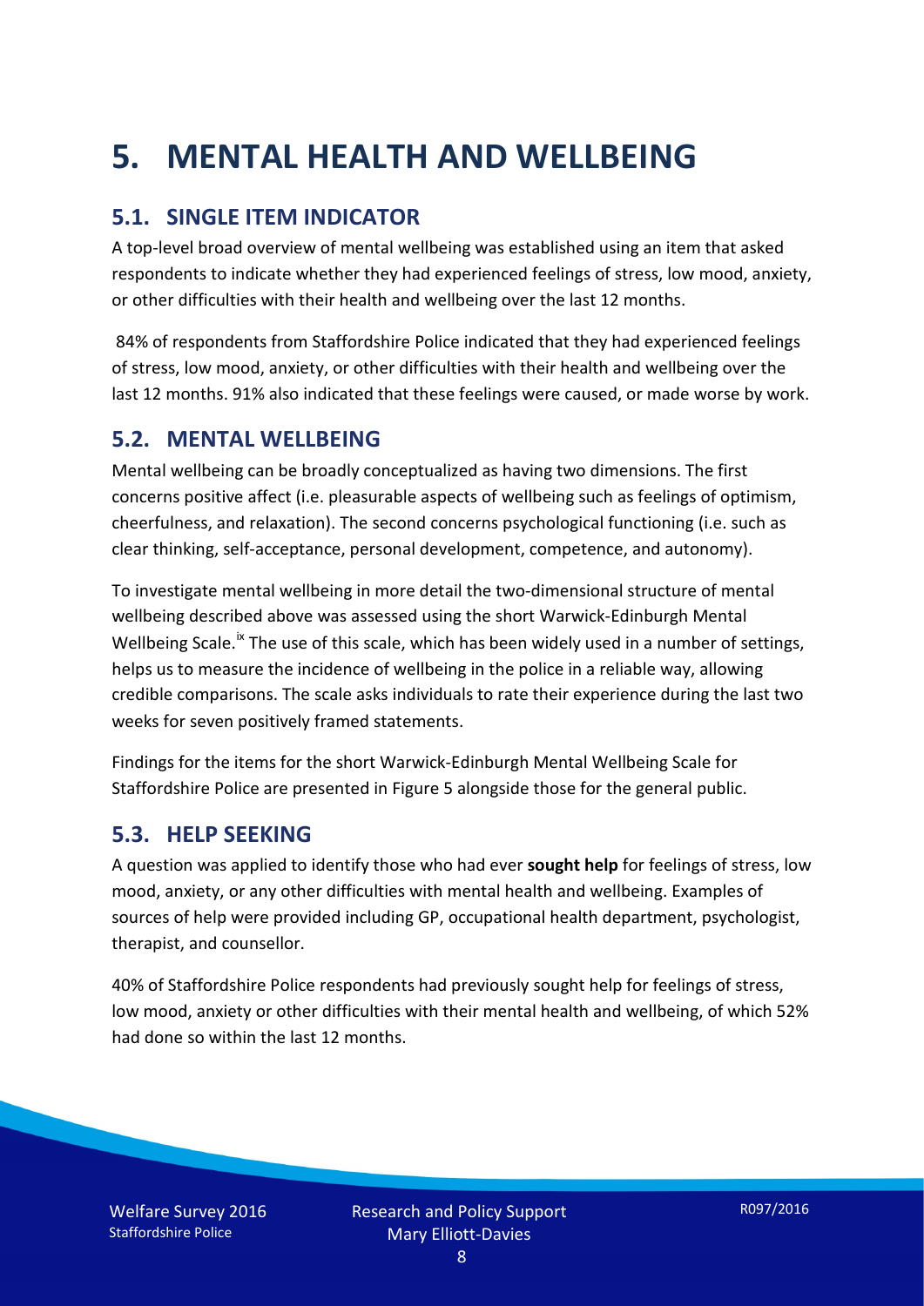# 5. MENTAL HEALTH AND WELLBEING

## 5.1. SINGLE ITEM INDICATOR

A top-level broad overview of mental wellbeing was established using an item that asked respondents to indicate whether they had experienced feelings of stress, low mood, anxiety, or other difficulties with their health and wellbeing over the last 12 months.

84% of respondents from Staffordshire Police indicated that they had experienced feelings of stress, low mood, anxiety, or other difficulties with their health and wellbeing over the last 12 months. 91% also indicated that these feelings were caused, or made worse by work.

## 5.2. MENTAL WELLBEING

Mental wellbeing can be broadly conceptualized as having two dimensions. The first concerns positive affect (i.e. pleasurable aspects of wellbeing such as feelings of optimism, cheerfulness, and relaxation). The second concerns psychological functioning (i.e. such as clear thinking, self-acceptance, personal development, competence, and autonomy).

To investigate mental wellbeing in more detail the two-dimensional structure of mental wellbeing described above was assessed using the short Warwick-Edinburgh Mental Wellbeing Scale.[ix] The use of this scale, which has been widely used in a number of settings, helps us to measure the incidence of wellbeing in the police in a reliable way, allowing credible comparisons. The scale asks individuals to rate their experience during the last two weeks for seven positively framed statements.

Findings for the items for the short Warwick-Edinburgh Mental Wellbeing Scale for Staffordshire Police are presented in Figure 5 alongside those for the general public.

## 5.3. HELP SEEKING

A question was applied to identify those who had ever **sought help** for feelings of stress, low mood, anxiety, or any other difficulties with mental health and wellbeing. Examples of sources of help were provided including GP, occupational health department, psychologist, therapist, and counsellor.

40% of Staffordshire Police respondents had previously sought help for feelings of stress, low mood, anxiety or other difficulties with their mental health and wellbeing, of which 52% had done so within the last 12 months.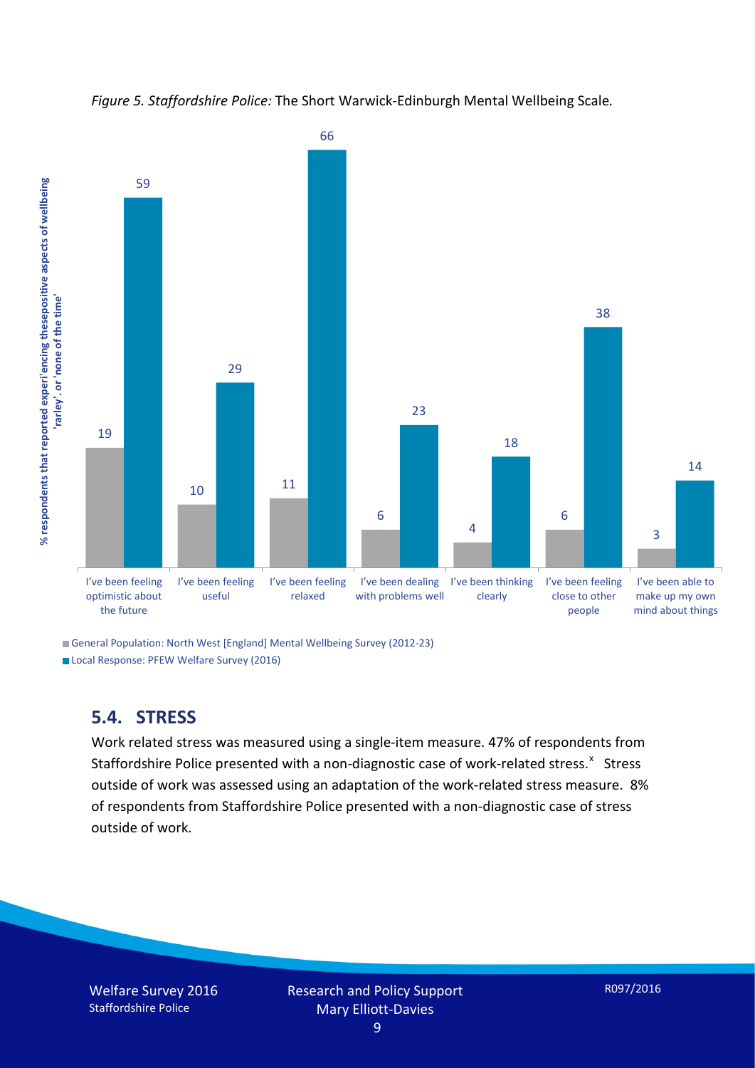*Figure 5. Staffordshire Police:* The Short Warwick-Edinburgh Mental Wellbeing Scale*.*

| | General Population: North West [England] Mental Wellbeing Survey (2012-23) | Local Response: PFEW Welfare Survey (2016) |
|---|---|---|
| I've been feeling optimistic about the future | 19 | 59 |
| I've been feeling useful | 10 | 29 |
| I've been feeling relaxed | 11 | 66 |
| I've been dealing with problems well | 6 | 23 |
| I've been thinking clearly | 4 | 18 |
| I've been feeling close to other people | 6 | 38 |
| I've been able to make up my own mind about things | 3 | 14 |

Y-axis: % respondents that reported experi'encing thesepositive aspects of wellbeing 'rarley'. or 'none of the time'

## 5.4. STRESS

Work related stress was measured using a single-item measure. 47% of respondents from Staffordshire Police presented with a non-diagnostic case of work-related stress.[x] Stress outside of work was assessed using an adaptation of the work-related stress measure. 8% of respondents from Staffordshire Police presented with a non-diagnostic case of stress outside of work.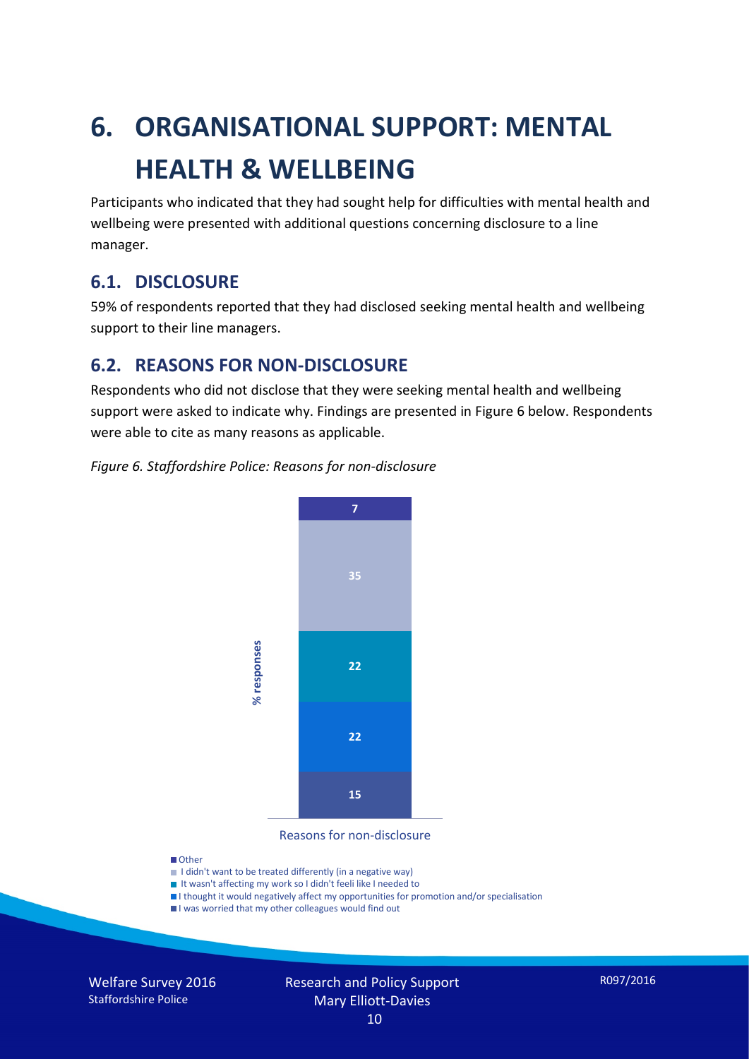# 6. ORGANISATIONAL SUPPORT: MENTAL HEALTH & WELLBEING

Participants who indicated that they had sought help for difficulties with mental health and wellbeing were presented with additional questions concerning disclosure to a line manager.

## 6.1. DISCLOSURE

59% of respondents reported that they had disclosed seeking mental health and wellbeing support to their line managers.

## 6.2. REASONS FOR NON-DISCLOSURE

Respondents who did not disclose that they were seeking mental health and wellbeing support were asked to indicate why. Findings are presented in Figure 6 below. Respondents were able to cite as many reasons as applicable.

*Figure 6. Staffordshire Police: Reasons for non-disclosure*

| Reasons for non-disclosure | % responses |
| --- | --- |
| Other | 7 |
| I didn't want to be treated differently (in a negative way) | 35 |
| It wasn't affecting my work so I didn't feeli like I needed to | 22 |
| I thought it would negatively affect my opportunities for promotion and/or specialisation | 22 |
| I was worried that my other colleagues would find out | 15 |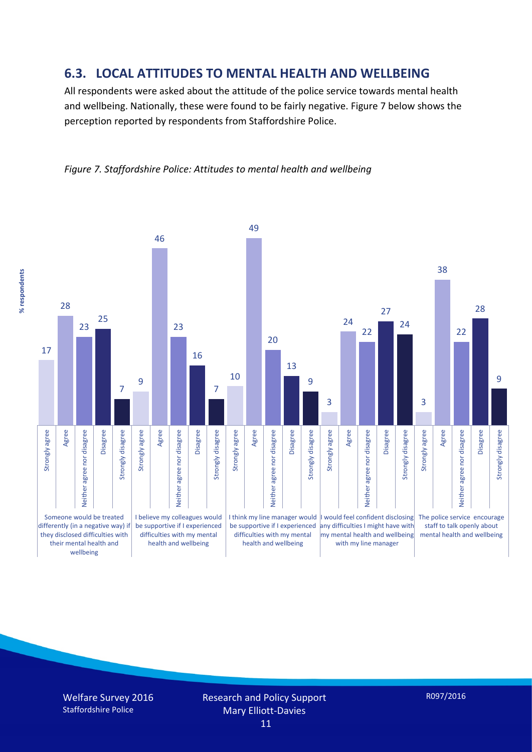## 6.3. LOCAL ATTITUDES TO MENTAL HEALTH AND WELLBEING

All respondents were asked about the attitude of the police service towards mental health and wellbeing. Nationally, these were found to be fairly negative. Figure 7 below shows the perception reported by respondents from Staffordshire Police.

*Figure 7. Staffordshire Police: Attitudes to mental health and wellbeing*

| % respondents | Strongly agree | Agree | Neither agree nor disagree | Disagree | Strongly disagree |
|---|---|---|---|---|---|
| Someone would be treated differently (in a negative way) if they disclosed difficulties with their mental health and wellbeing | 17 | 28 | 23 | 25 | 7 |
| I believe my colleagues would be supportive if I experienced difficulties with my mental health and wellbeing | 9 | 46 | 23 | 16 | 7 |
| I think my line manager would be supportive if I experienced difficulties with my mental health and wellbeing | 10 | 49 | 20 | 13 | 9 |
| I would feel confident disclosing any difficulties I might have with my mental health and wellbeing with my line manager | 3 | 24 | 22 | 27 | 24 |
| The police service encourage staff to talk openly about mental health and wellbeing | 3 | 38 | 22 | 28 | 9 |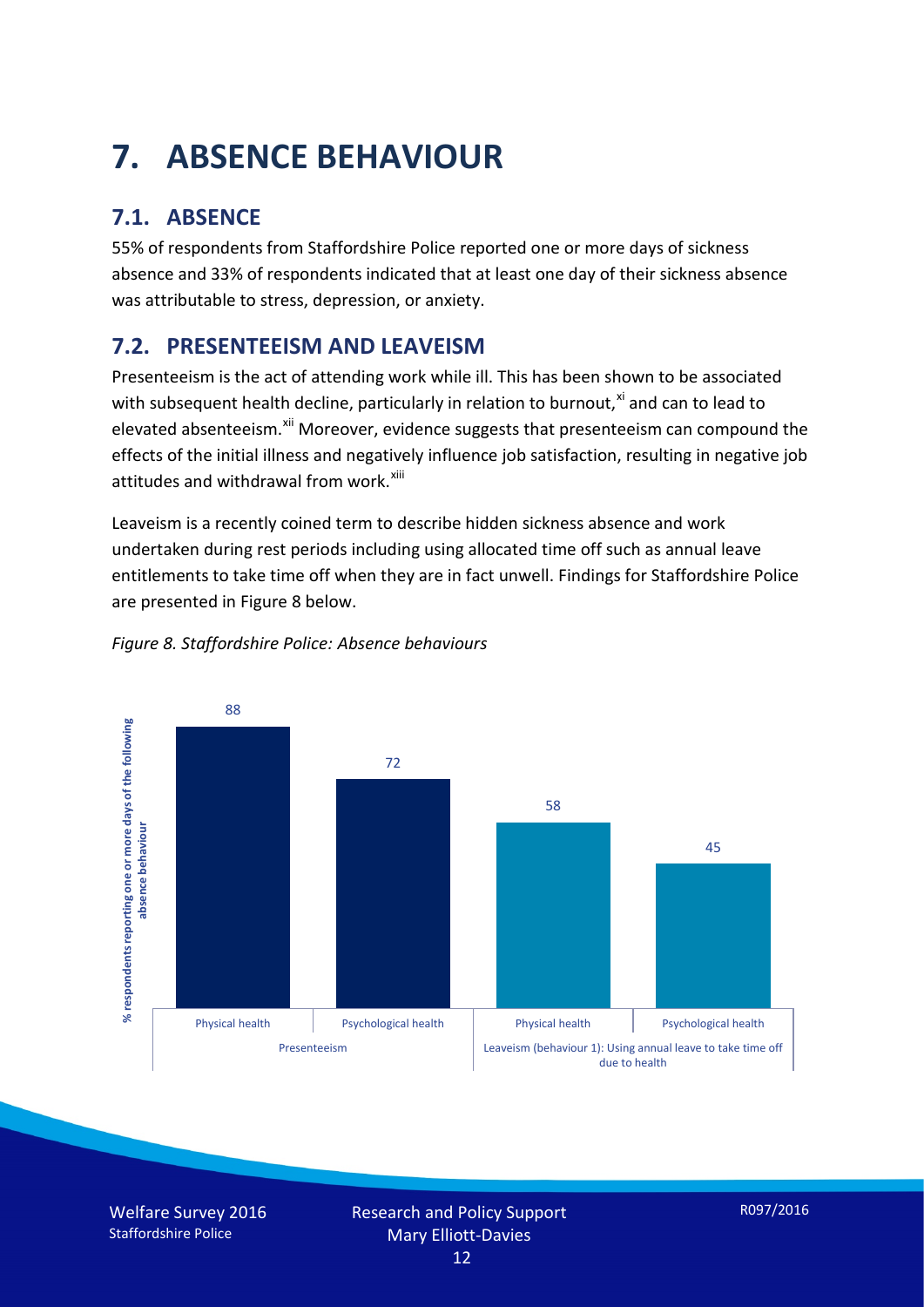# 7. ABSENCE BEHAVIOUR

## 7.1. ABSENCE

55% of respondents from Staffordshire Police reported one or more days of sickness absence and 33% of respondents indicated that at least one day of their sickness absence was attributable to stress, depression, or anxiety.

## 7.2. PRESENTEEISM AND LEAVEISM

Presenteeism is the act of attending work while ill. This has been shown to be associated with subsequent health decline, particularly in relation to burnout,[xi] and can to lead to elevated absenteeism.[xii] Moreover, evidence suggests that presenteeism can compound the effects of the initial illness and negatively influence job satisfaction, resulting in negative job attitudes and withdrawal from work.[xiii]

Leaveism is a recently coined term to describe hidden sickness absence and work undertaken during rest periods including using allocated time off such as annual leave entitlements to take time off when they are in fact unwell. Findings for Staffordshire Police are presented in Figure 8 below.

*Figure 8. Staffordshire Police: Absence behaviours*

| % respondents reporting one or more days of the following absence behaviour | | |
|---|---|---|
| Presenteeism | Physical health | 88 |
| Presenteeism | Psychological health | 72 |
| Leaveism (behaviour 1): Using annual leave to take time off due to health | Physical health | 58 |
| Leaveism (behaviour 1): Using annual leave to take time off due to health | Psychological health | 45 |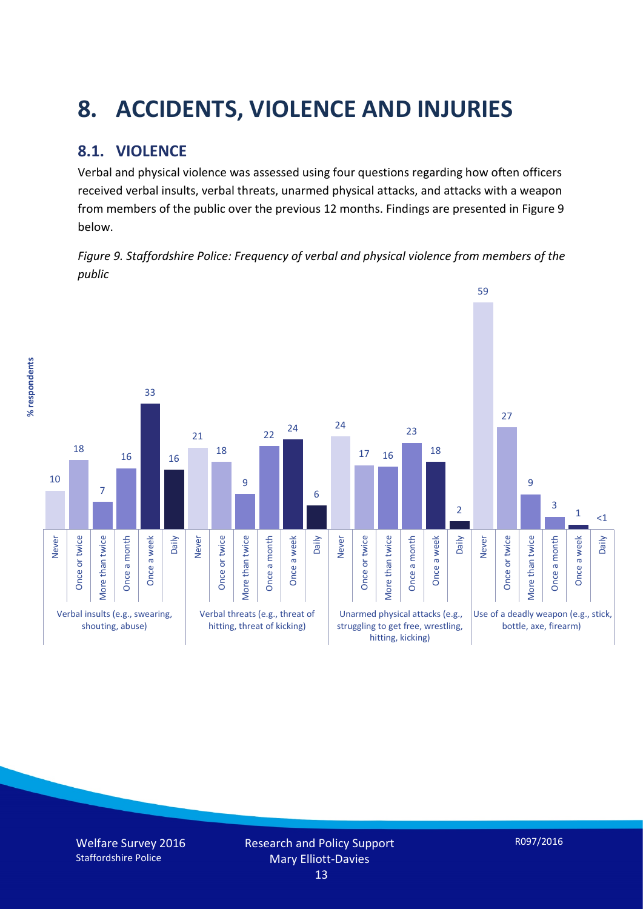# 8. ACCIDENTS, VIOLENCE AND INJURIES

## 8.1. VIOLENCE

Verbal and physical violence was assessed using four questions regarding how often officers received verbal insults, verbal threats, unarmed physical attacks, and attacks with a weapon from members of the public over the previous 12 months. Findings are presented in Figure 9 below.

*Figure 9. Staffordshire Police: Frequency of verbal and physical violence from members of the public*

| % respondents | Never | Once or twice | More than twice | Once a month | Once a week | Daily |
|---|---|---|---|---|---|---|
| Verbal insults (e.g., swearing, shouting, abuse) | 10 | 18 | 7 | 16 | 33 | 16 |
| Verbal threats (e.g., threat of hitting, threat of kicking) | 21 | 18 | 9 | 22 | 24 | 6 |
| Unarmed physical attacks (e.g., struggling to get free, wrestling, hitting, kicking) | 24 | 17 | 16 | 23 | 18 | 2 |
| Use of a deadly weapon (e.g., stick, bottle, axe, firearm) | 59 | 27 | 9 | 3 | 1 | <1 |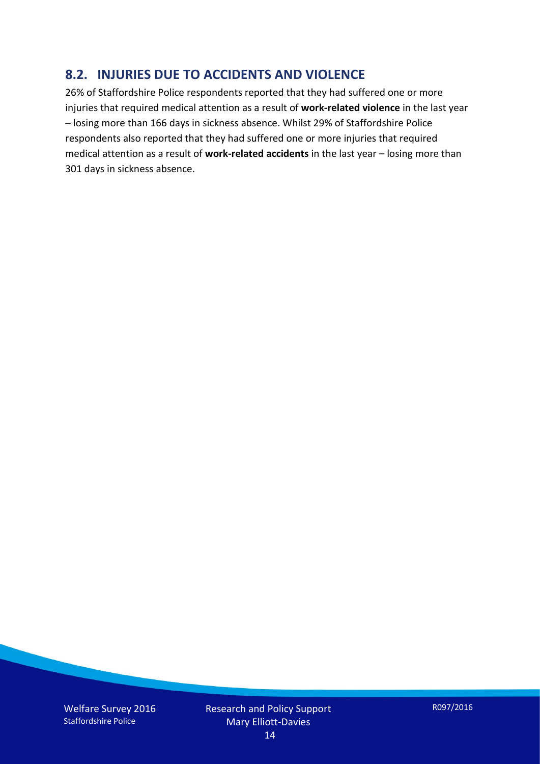## 8.2. INJURIES DUE TO ACCIDENTS AND VIOLENCE

26% of Staffordshire Police respondents reported that they had suffered one or more injuries that required medical attention as a result of **work-related violence** in the last year – losing more than 166 days in sickness absence. Whilst 29% of Staffordshire Police respondents also reported that they had suffered one or more injuries that required medical attention as a result of **work-related accidents** in the last year – losing more than 301 days in sickness absence.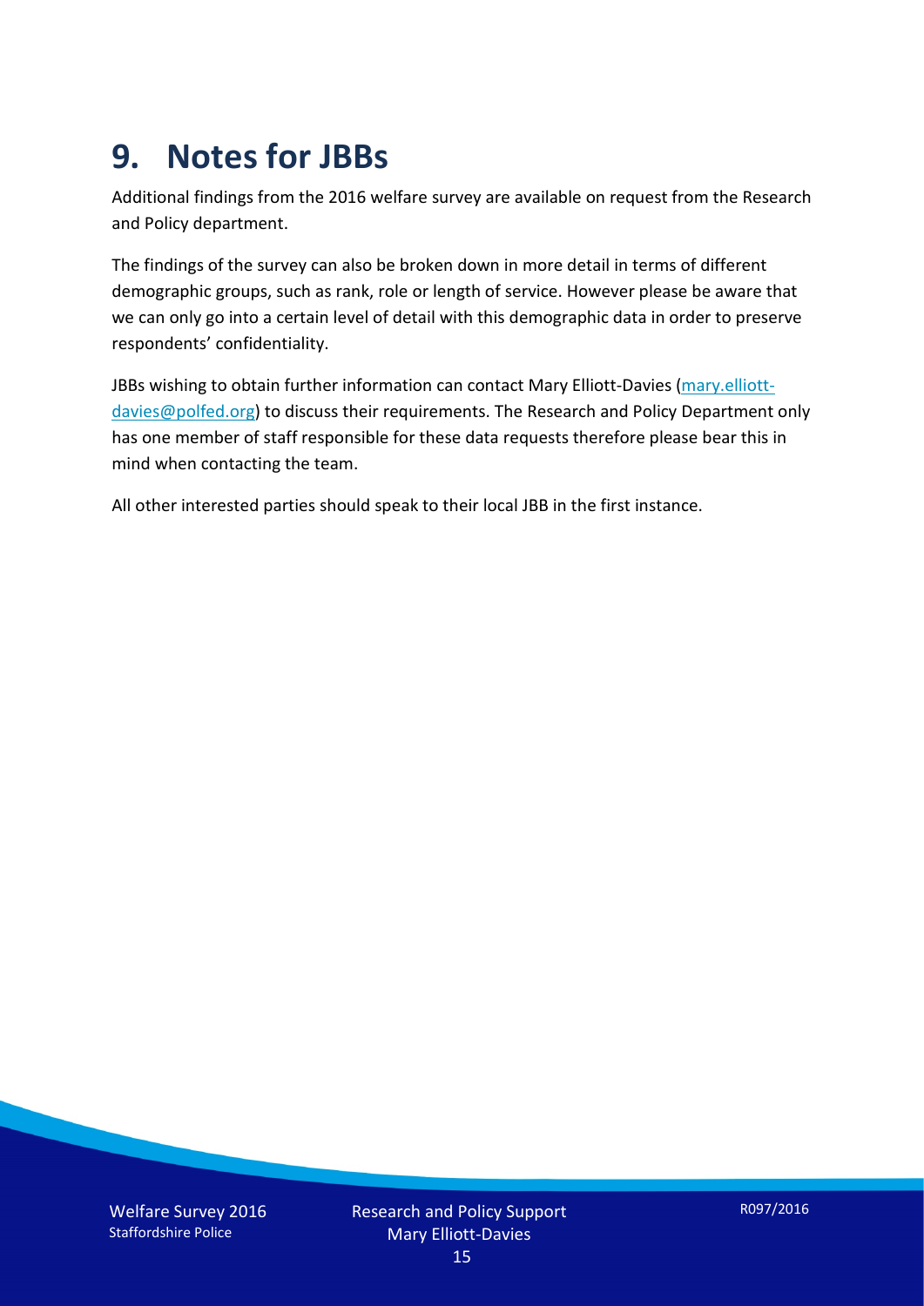# 9. Notes for JBBs

Additional findings from the 2016 welfare survey are available on request from the Research and Policy department.

The findings of the survey can also be broken down in more detail in terms of different demographic groups, such as rank, role or length of service. However please be aware that we can only go into a certain level of detail with this demographic data in order to preserve respondents' confidentiality.

JBBs wishing to obtain further information can contact Mary Elliott-Davies (mary.elliott-davies@polfed.org) to discuss their requirements. The Research and Policy Department only has one member of staff responsible for these data requests therefore please bear this in mind when contacting the team.

All other interested parties should speak to their local JBB in the first instance.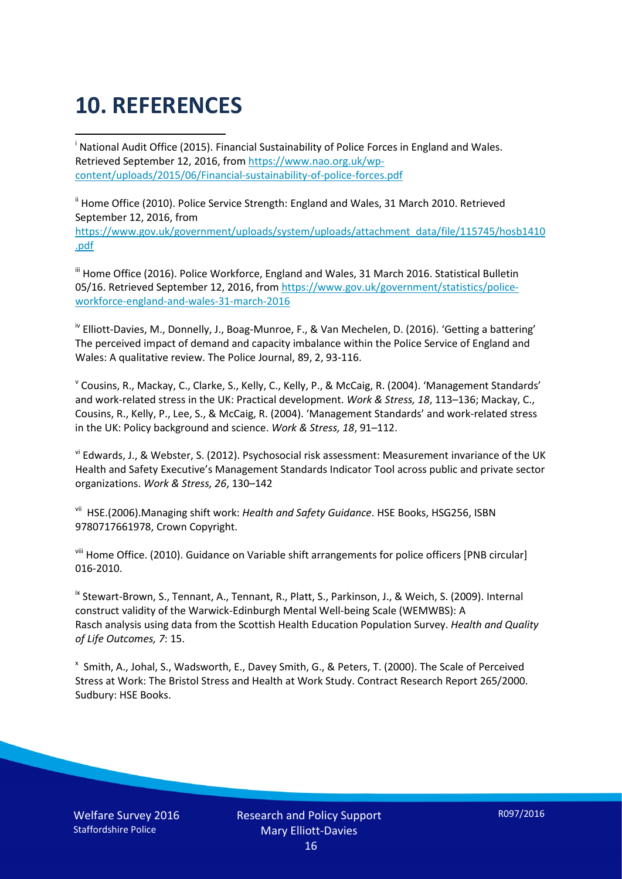# 10. REFERENCES

[i] National Audit Office (2015). Financial Sustainability of Police Forces in England and Wales. Retrieved September 12, 2016, from https://www.nao.org.uk/wp-content/uploads/2015/06/Financial-sustainability-of-police-forces.pdf

[ii] Home Office (2010). Police Service Strength: England and Wales, 31 March 2010. Retrieved September 12, 2016, from https://www.gov.uk/government/uploads/system/uploads/attachment_data/file/115745/hosb1410.pdf

[iii] Home Office (2016). Police Workforce, England and Wales, 31 March 2016. Statistical Bulletin 05/16. Retrieved September 12, 2016, from https://www.gov.uk/government/statistics/police-workforce-england-and-wales-31-march-2016

[iv] Elliott-Davies, M., Donnelly, J., Boag-Munroe, F., & Van Mechelen, D. (2016). 'Getting a battering' The perceived impact of demand and capacity imbalance within the Police Service of England and Wales: A qualitative review. The Police Journal, 89, 2, 93-116.

[v] Cousins, R., Mackay, C., Clarke, S., Kelly, C., Kelly, P., & McCaig, R. (2004). 'Management Standards' and work-related stress in the UK: Practical development. *Work & Stress, 18*, 113–136; Mackay, C., Cousins, R., Kelly, P., Lee, S., & McCaig, R. (2004). 'Management Standards' and work-related stress in the UK: Policy background and science. *Work & Stress, 18*, 91–112.

[vi] Edwards, J., & Webster, S. (2012). Psychosocial risk assessment: Measurement invariance of the UK Health and Safety Executive's Management Standards Indicator Tool across public and private sector organizations. *Work & Stress, 26*, 130–142

[vii] HSE.(2006).Managing shift work: *Health and Safety Guidance*. HSE Books, HSG256, ISBN 9780717661978, Crown Copyright.

[viii] Home Office. (2010). Guidance on Variable shift arrangements for police officers [PNB circular] 016-2010.

[ix] Stewart-Brown, S., Tennant, A., Tennant, R., Platt, S., Parkinson, J., & Weich, S. (2009). Internal construct validity of the Warwick-Edinburgh Mental Well-being Scale (WEMWBS): A Rasch analysis using data from the Scottish Health Education Population Survey. *Health and Quality of Life Outcomes, 7*: 15.

[x] Smith, A., Johal, S., Wadsworth, E., Davey Smith, G., & Peters, T. (2000). The Scale of Perceived Stress at Work: The Bristol Stress and Health at Work Study. Contract Research Report 265/2000. Sudbury: HSE Books.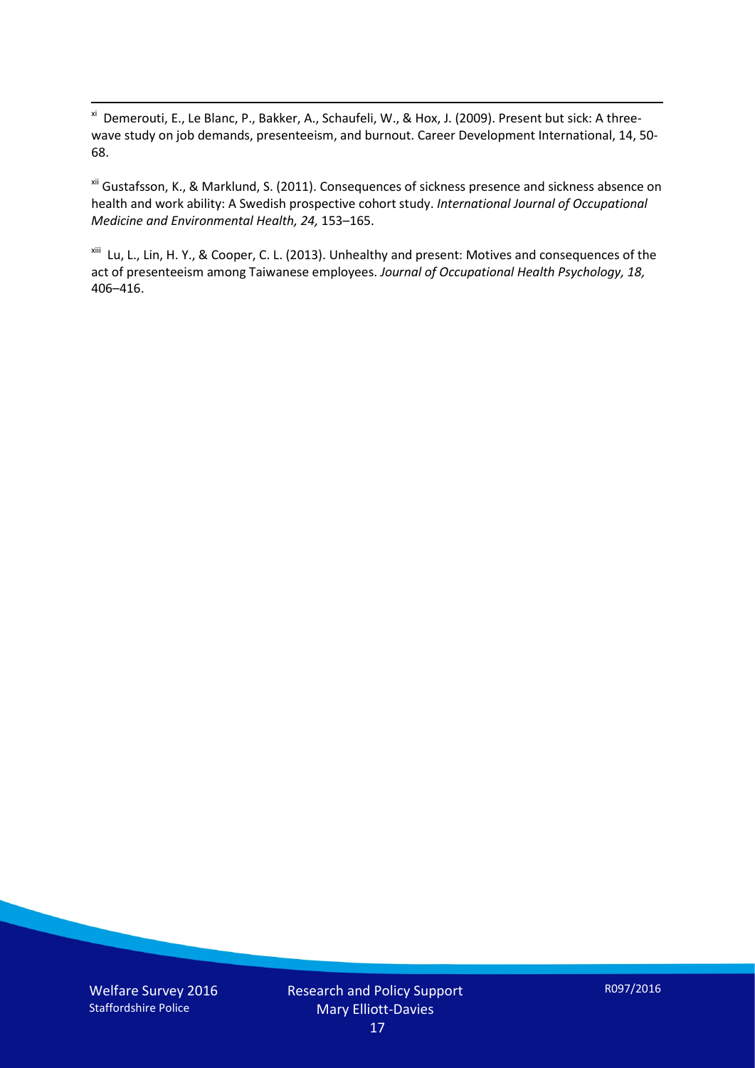[xi] Demerouti, E., Le Blanc, P., Bakker, A., Schaufeli, W., & Hox, J. (2009). Present but sick: A three-wave study on job demands, presenteeism, and burnout. Career Development International, 14, 50-68.

[xii] Gustafsson, K., & Marklund, S. (2011). Consequences of sickness presence and sickness absence on health and work ability: A Swedish prospective cohort study. *International Journal of Occupational Medicine and Environmental Health, 24,* 153–165.

[xiii] Lu, L., Lin, H. Y., & Cooper, C. L. (2013). Unhealthy and present: Motives and consequences of the act of presenteeism among Taiwanese employees. *Journal of Occupational Health Psychology, 18,* 406–416.